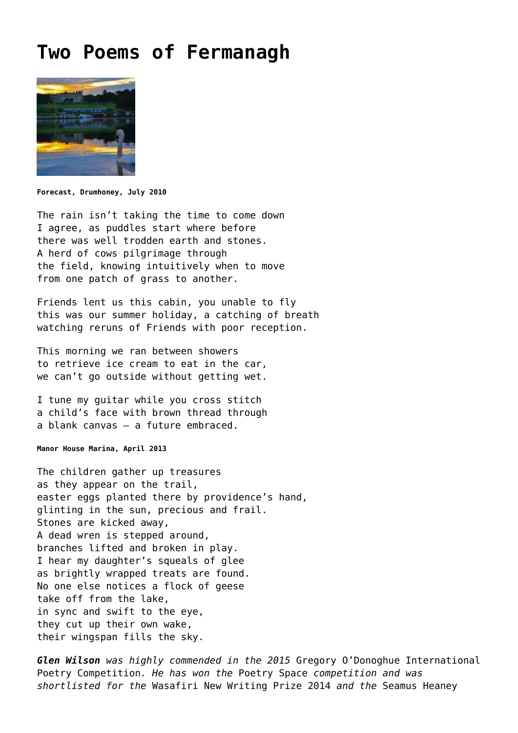# Two Poems of Fermanagh

**Forecast, Drumhoney, July 2010**

The rain isn't taking the time to come down
I agree, as puddles start where before
there was well trodden earth and stones.
A herd of cows pilgrimage through
the field, knowing intuitively when to move
from one patch of grass to another.

Friends lent us this cabin, you unable to fly
this was our summer holiday, a catching of breath
watching reruns of Friends with poor reception.

This morning we ran between showers
to retrieve ice cream to eat in the car,
we can't go outside without getting wet.

I tune my guitar while you cross stitch
a child's face with brown thread through
a blank canvas – a future embraced.

**Manor House Marina, April 2013**

The children gather up treasures
as they appear on the trail,
easter eggs planted there by providence's hand,
glinting in the sun, precious and frail.
Stones are kicked away,
A dead wren is stepped around,
branches lifted and broken in play.
I hear my daughter's squeals of glee
as brightly wrapped treats are found.
No one else notices a flock of geese
take off from the lake,
in sync and swift to the eye,
they cut up their own wake,
their wingspan fills the sky.

***Glen Wilson*** *was highly commended in the 2015* Gregory O'Donoghue International Poetry Competition*. He has won the* Poetry Space *competition and was shortlisted for the* Wasafiri New Writing Prize 2014 *and the* Seamus Heaney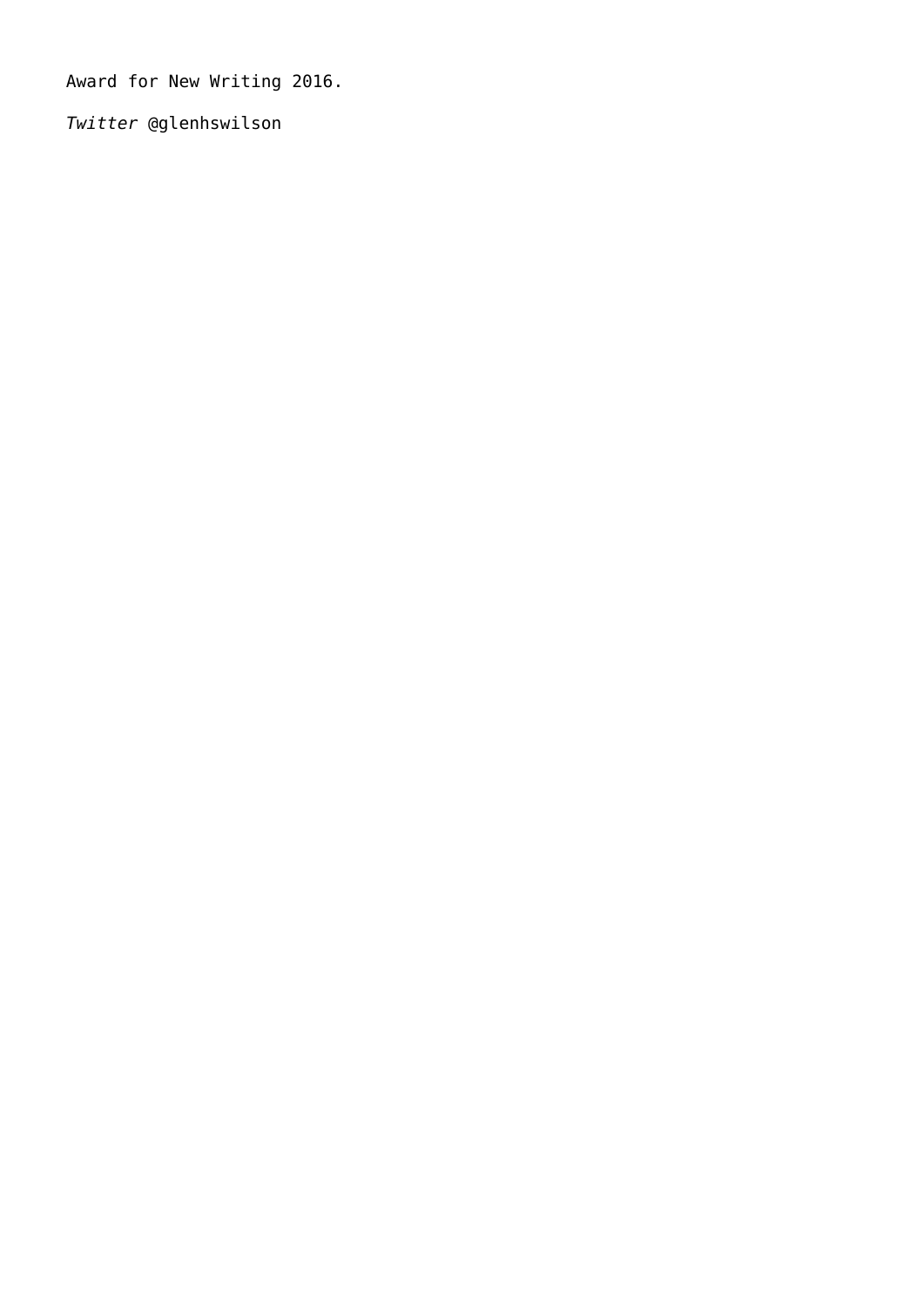Award for New Writing 2016.

*Twitter* @glenhswilson